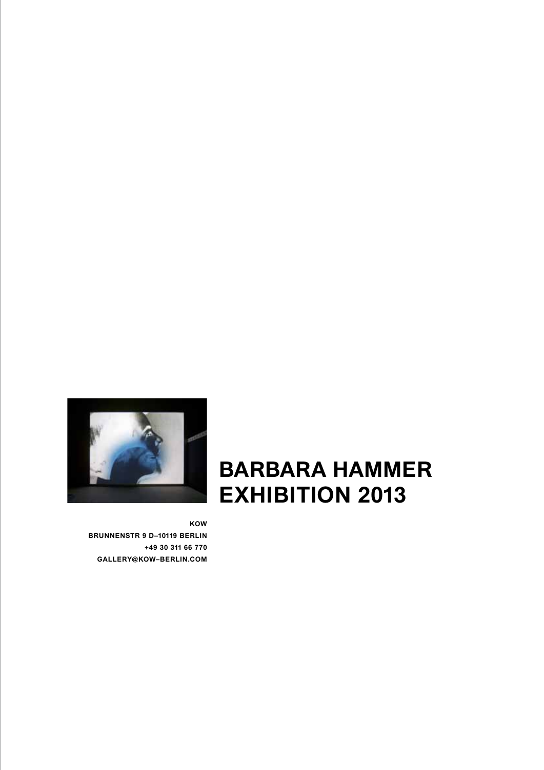# BARBARA HAMMER EXHIBITION 2013

**KOW**
**BRUNNENSTR 9 D–10119 BERLIN**
**+49 30 311 66 770**
**GALLERY@KOW–BERLIN.COM**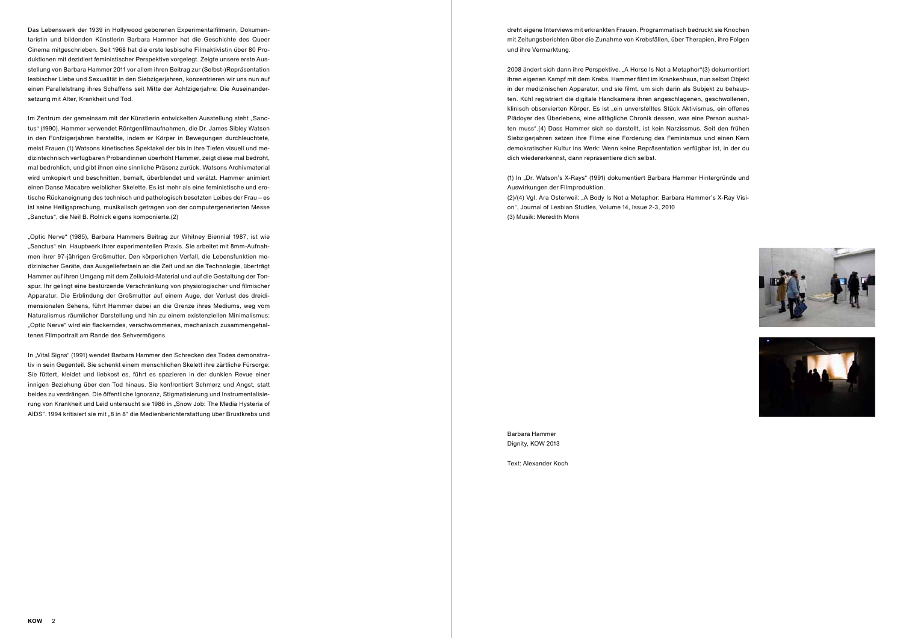Das Lebenswerk der 1939 in Hollywood geborenen Experimentalfilmerin, Dokumentaristin und bildenden Künstlerin Barbara Hammer hat die Geschichte des Queer Cinema mitgeschrieben. Seit 1968 hat die erste lesbische Filmaktivistin über 80 Produktionen mit dezidiert feministischer Perspektive vorgelegt. Zeigte unsere erste Ausstellung von Barbara Hammer 2011 vor allem ihren Beitrag zur (Selbst-)Repräsentation lesbischer Liebe und Sexualität in den Siebzigerjahren, konzentrieren wir uns nun auf einen Parallelstrang ihres Schaffens seit Mitte der Achtzigerjahre: Die Auseinandersetzung mit Alter, Krankheit und Tod.

Im Zentrum der gemeinsam mit der Künstlerin entwickelten Ausstellung steht „Sanctus" (1990). Hammer verwendet Röntgenfilmaufnahmen, die Dr. James Sibley Watson in den Fünfzigerjahren herstellte, indem er Körper in Bewegungen durchleuchtete, meist Frauen.(1) Watsons kinetisches Spektakel der bis in ihre Tiefen visuell und medizintechnisch verfügbaren Probandinnen überhöht Hammer, zeigt diese mal bedroht, mal bedrohlich, und gibt ihnen eine sinnliche Präsenz zurück. Watsons Archivmaterial wird umkopiert und beschnitten, bemalt, überblendet und verätzt. Hammer animiert einen Danse Macabre weiblicher Skelette. Es ist mehr als eine feministische und erotische Rückaneignung des technisch und pathologisch besetzten Leibes der Frau – es ist seine Heiligsprechung, musikalisch getragen von der computergenerierten Messe „Sanctus", die Neil B. Rolnick eigens komponierte.(2)

„Optic Nerve" (1985), Barbara Hammers Beitrag zur Whitney Biennial 1987, ist wie „Sanctus" ein Hauptwerk ihrer experimentellen Praxis. Sie arbeitet mit 8mm-Aufnahmen ihrer 97-jährigen Großmutter. Den körperlichen Verfall, die Lebensfunktion medizinischer Geräte, das Ausgeliefertsein an die Zeit und an die Technologie, überträgt Hammer auf ihren Umgang mit dem Zelluloid-Material und auf die Gestaltung der Tonspur. Ihr gelingt eine bestürzende Verschränkung von physiologischer und filmischer Apparatur. Die Erblindung der Großmutter auf einem Auge, der Verlust des dreidimensionalen Sehens, führt Hammer dabei an die Grenze ihres Mediums, weg vom Naturalismus räumlicher Darstellung und hin zu einem existenziellen Minimalismus: „Optic Nerve" wird ein flackerndes, verschwommenes, mechanisch zusammengehaltenes Filmportrait am Rande des Sehvermögens.

In „Vital Signs" (1991) wendet Barbara Hammer den Schrecken des Todes demonstrativ in sein Gegenteil. Sie schenkt einem menschlichen Skelett ihre zärtliche Fürsorge: Sie füttert, kleidet und liebkost es, führt es spazieren in der dunklen Revue einer innigen Beziehung über den Tod hinaus. Sie konfrontiert Schmerz und Angst, statt beides zu verdrängen. Die öffentliche Ignoranz, Stigmatisierung und Instrumentalisierung von Krankheit und Leid untersucht sie 1986 in „Snow Job: The Media Hysteria of AIDS". 1994 kritisiert sie mit „8 in 8" die Medienberichterstattung über Brustkrebs und dreht eigene Interviews mit erkrankten Frauen. Programmatisch bedruckt sie Knochen mit Zeitungsberichten über die Zunahme von Krebsfällen, über Therapien, ihre Folgen und ihre Vermarktung.

2008 ändert sich dann ihre Perspektive. „A Horse Is Not a Metaphor"(3) dokumentiert ihren eigenen Kampf mit dem Krebs. Hammer filmt im Krankenhaus, nun selbst Objekt in der medizinischen Apparatur, und sie filmt, um sich darin als Subjekt zu behaupten. Kühl registriert die digitale Handkamera ihren angeschlagenen, geschwollenen, klinisch observierten Körper. Es ist „ein unverstelltes Stück Aktivismus, ein offenes Plädoyer des Überlebens, eine alltägliche Chronik dessen, was eine Person aushalten muss".(4) Dass Hammer sich so darstellt, ist kein Narzissmus. Seit den frühen Siebzigerjahren setzen ihre Filme eine Forderung des Feminismus und einen Kern demokratischer Kultur ins Werk: Wenn keine Repräsentation verfügbar ist, in der du dich wiedererkennst, dann repräsentiere dich selbst.

(1) In „Dr. Watson's X-Rays" (1991) dokumentiert Barbara Hammer Hintergründe und Auswirkungen der Filmproduktion.
(2)/(4) Vgl. Ara Osterweil: „A Body Is Not a Metaphor: Barbara Hammer's X-Ray Vision", Journal of Lesbian Studies, Volume 14, Issue 2-3, 2010
(3) Musik: Meredith Monk

Barbara Hammer
Dignity, KOW 2013

Text: Alexander Koch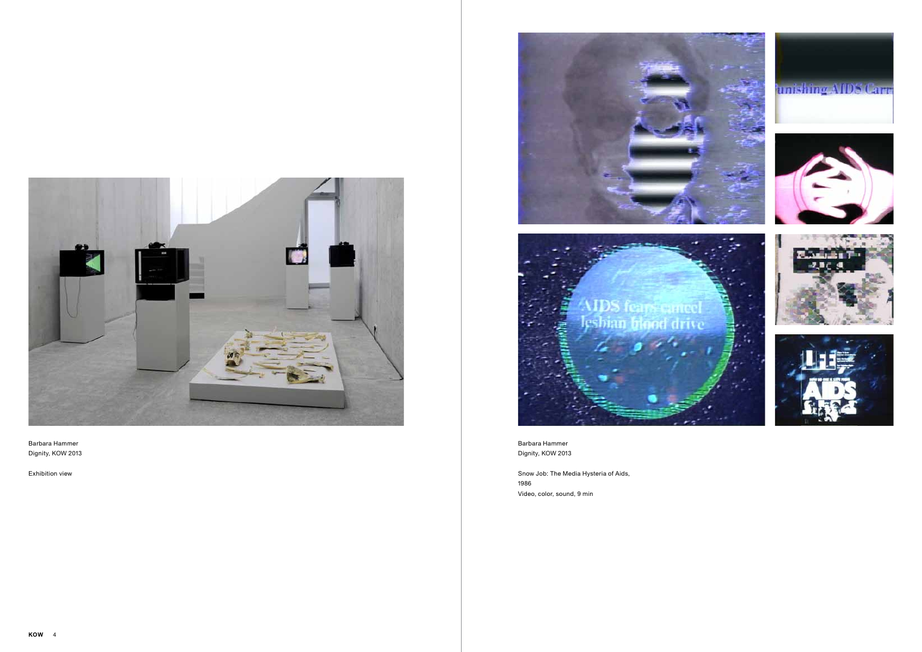Barbara Hammer
Dignity, KOW 2013

Exhibition view

Barbara Hammer
Dignity, KOW 2013

Snow Job: The Media Hysteria of Aids,
1986
Video, color, sound, 9 min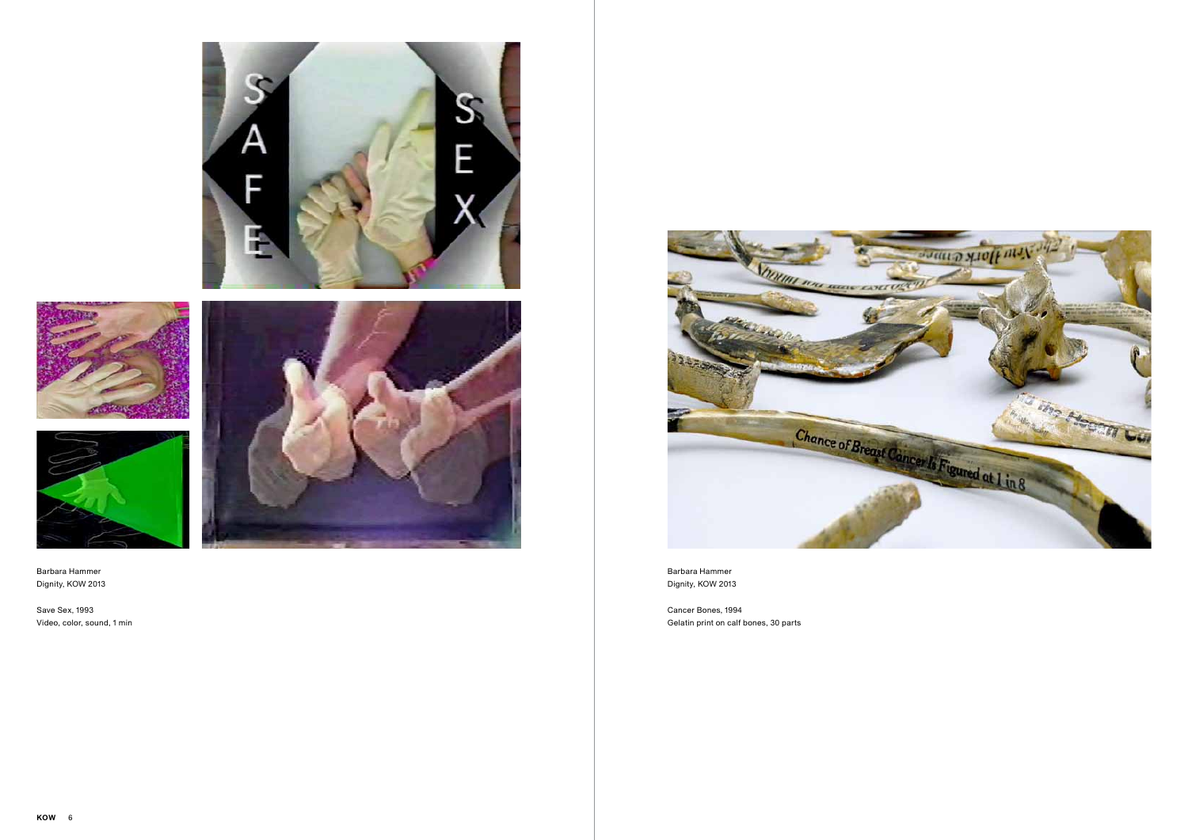Barbara Hammer
Dignity, KOW 2013

Save Sex, 1993
Video, color, sound, 1 min

Barbara Hammer
Dignity, KOW 2013

Cancer Bones, 1994
Gelatin print on calf bones, 30 parts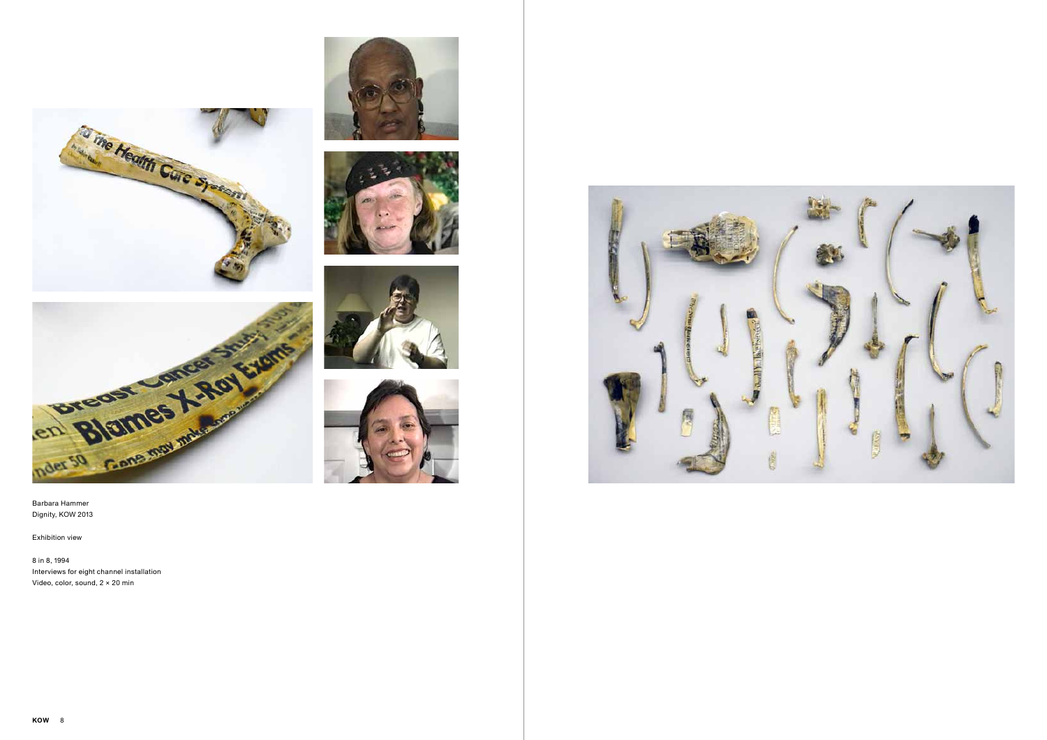Barbara Hammer
Dignity, KOW 2013

Exhibition view

8 in 8, 1994
Interviews for eight channel installation
Video, color, sound, 2 × 20 min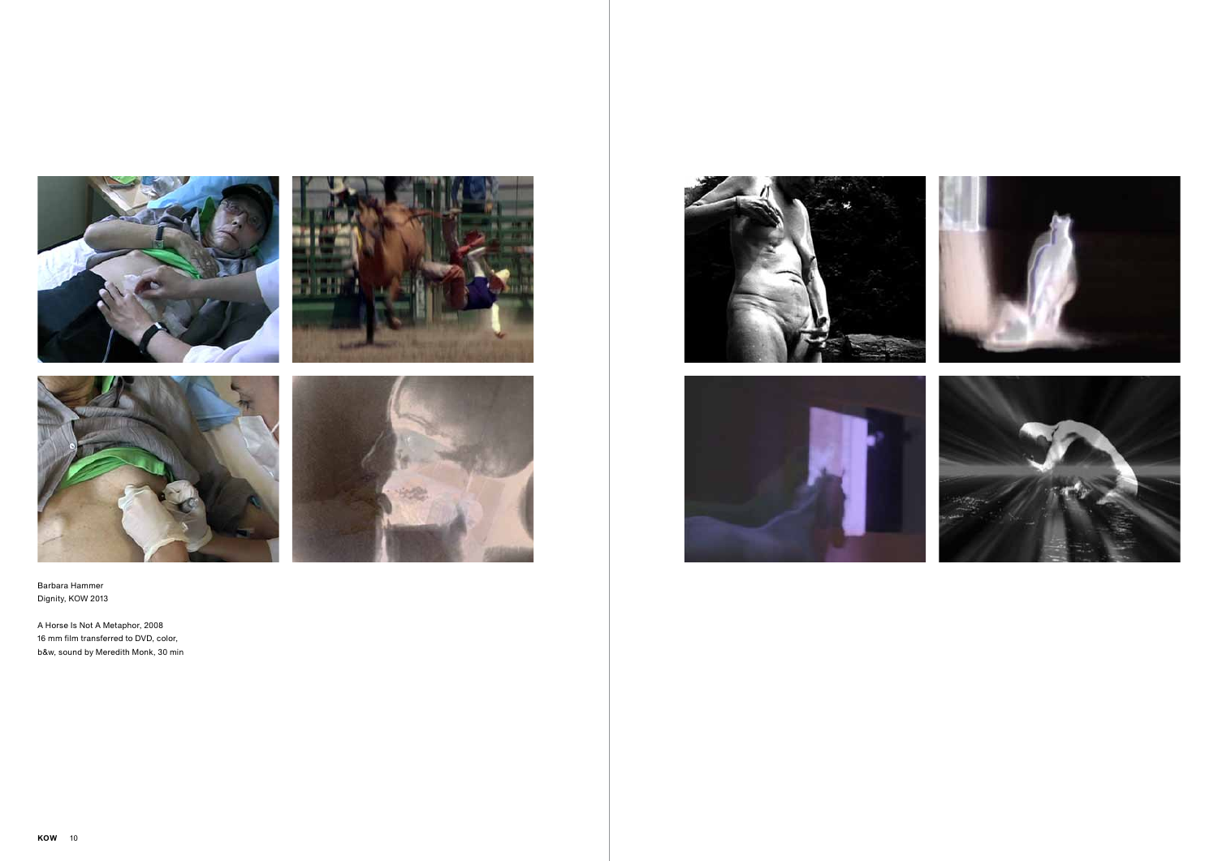Barbara Hammer
Dignity, KOW 2013

A Horse Is Not A Metaphor, 2008
16 mm film transferred to DVD, color,
b&w, sound by Meredith Monk, 30 min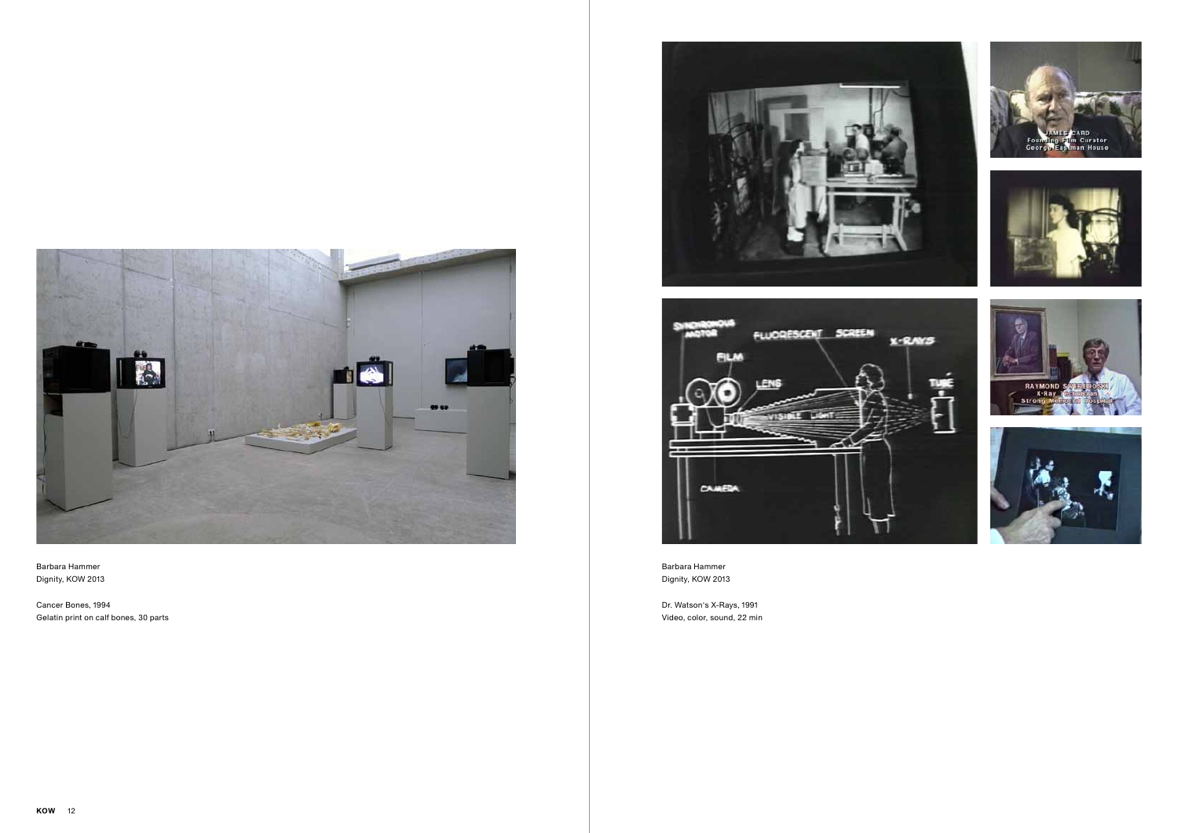Barbara Hammer
Dignity, KOW 2013

Cancer Bones, 1994
Gelatin print on calf bones, 30 parts

Barbara Hammer
Dignity, KOW 2013

Dr. Watson's X-Rays, 1991
Video, color, sound, 22 min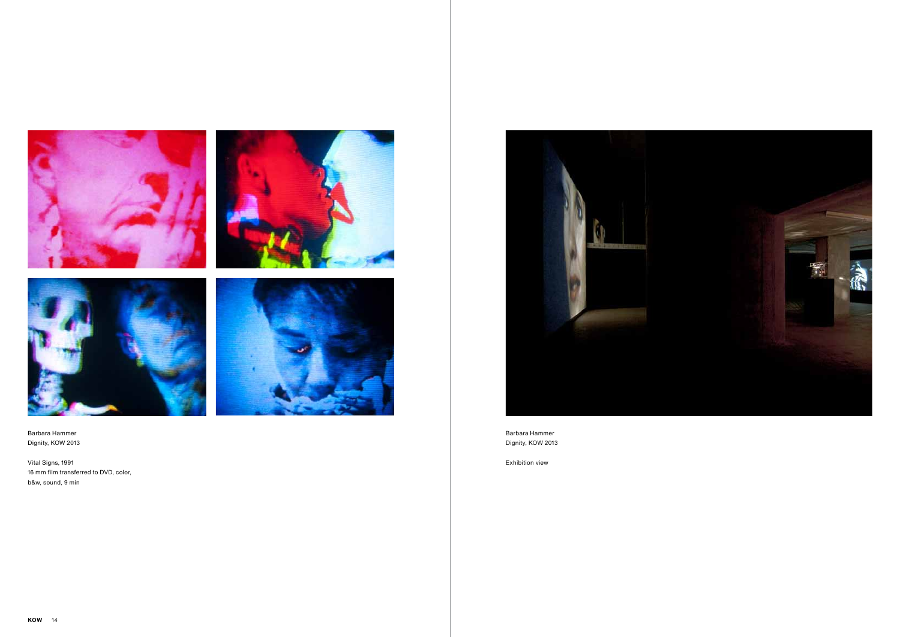Barbara Hammer
Dignity, KOW 2013

Vital Signs, 1991
16 mm film transferred to DVD, color,
b&w, sound, 9 min

Barbara Hammer
Dignity, KOW 2013

Exhibition view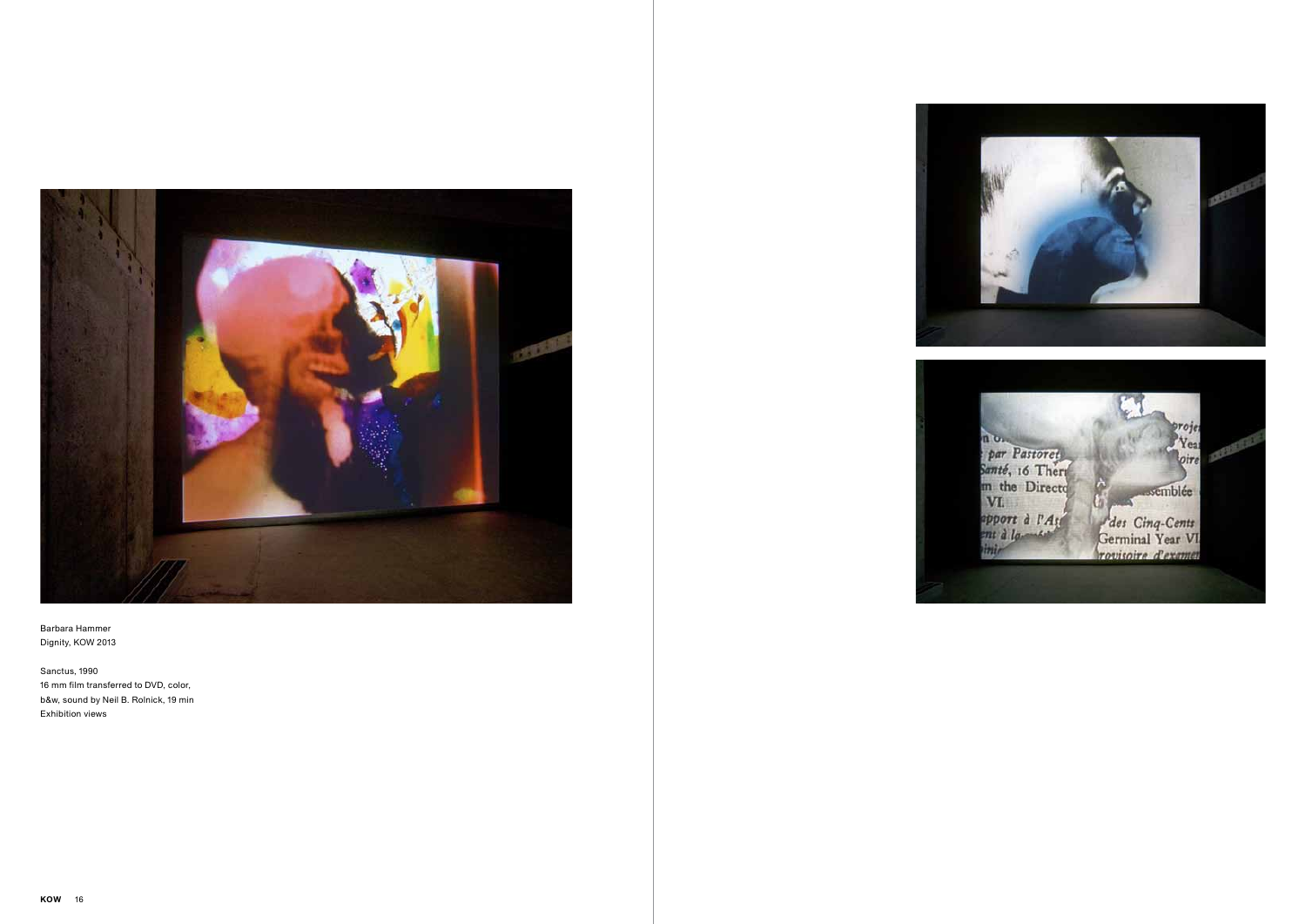Barbara Hammer
Dignity, KOW 2013

Sanctus, 1990
16 mm film transferred to DVD, color,
b&w, sound by Neil B. Rolnick, 19 min
Exhibition views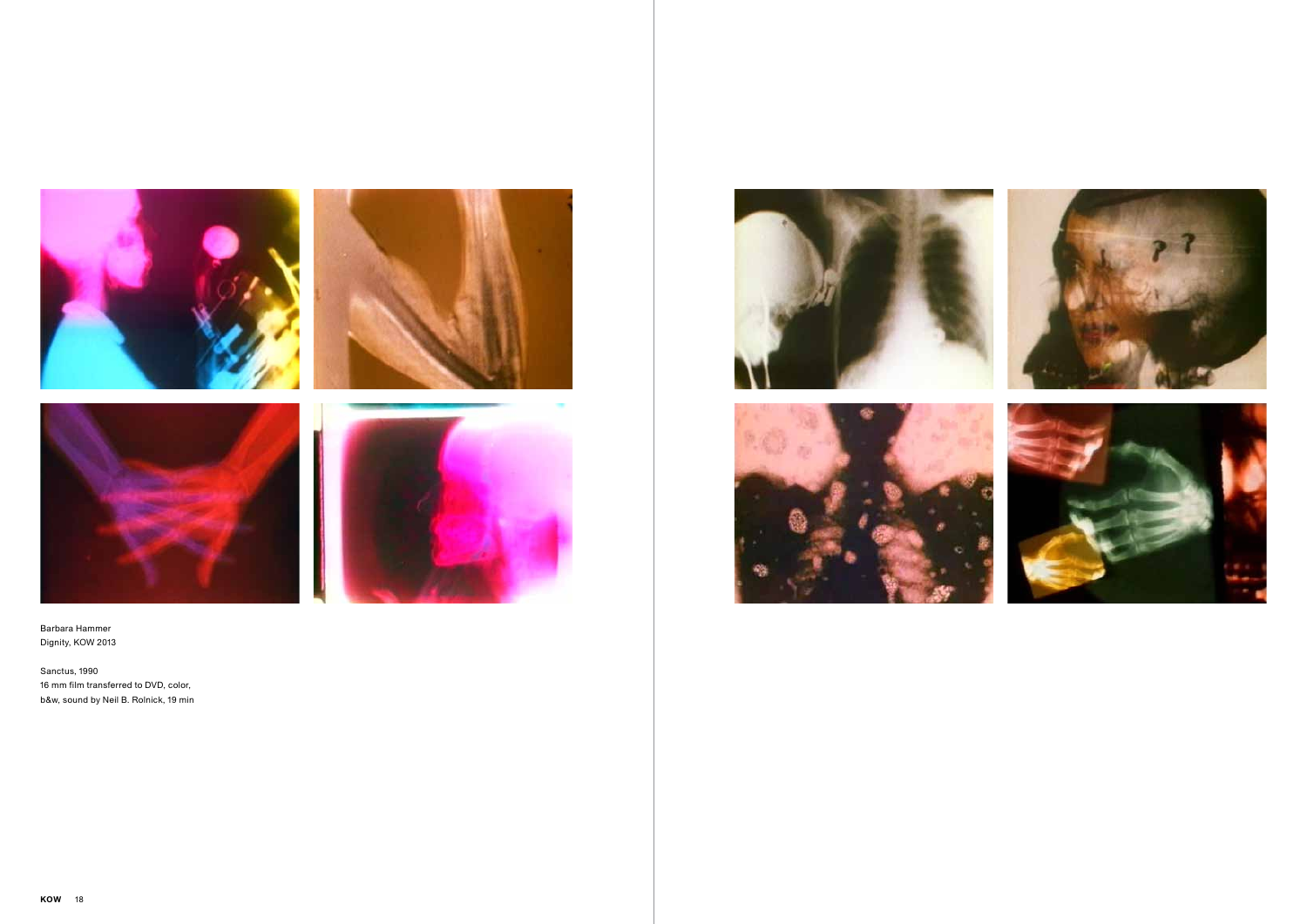Barbara Hammer
Dignity, KOW 2013

Sanctus, 1990
16 mm film transferred to DVD, color,
b&w, sound by Neil B. Rolnick, 19 min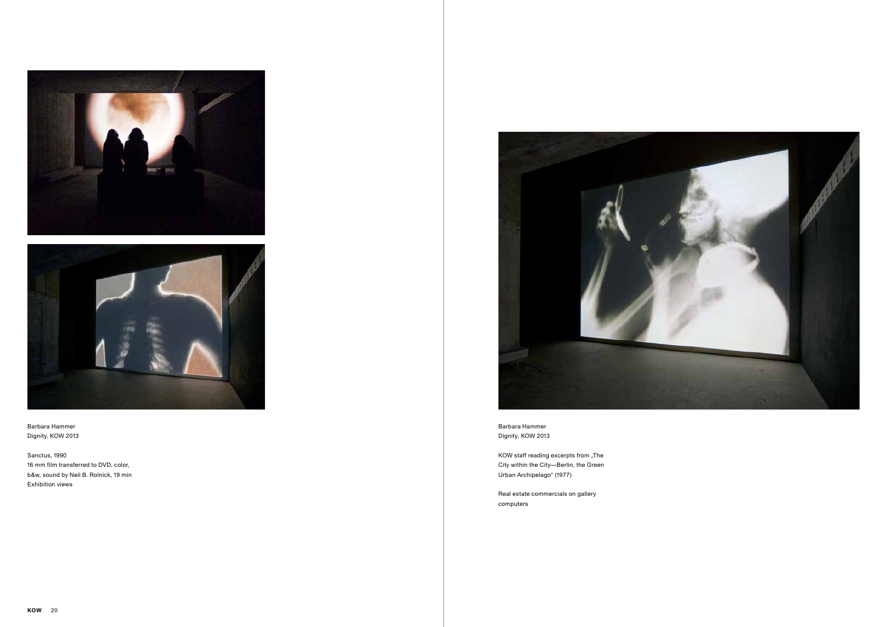Barbara Hammer
Dignity, KOW 2013

Sanctus, 1990
16 mm film transferred to DVD, color,
b&w, sound by Neil B. Rolnick, 19 min
Exhibition views

Barbara Hammer
Dignity, KOW 2013

KOW staff reading excerpts from „The City within the City—Berlin, the Green Urban Archipelago“ (1977)

Real estate commercials on gallery computers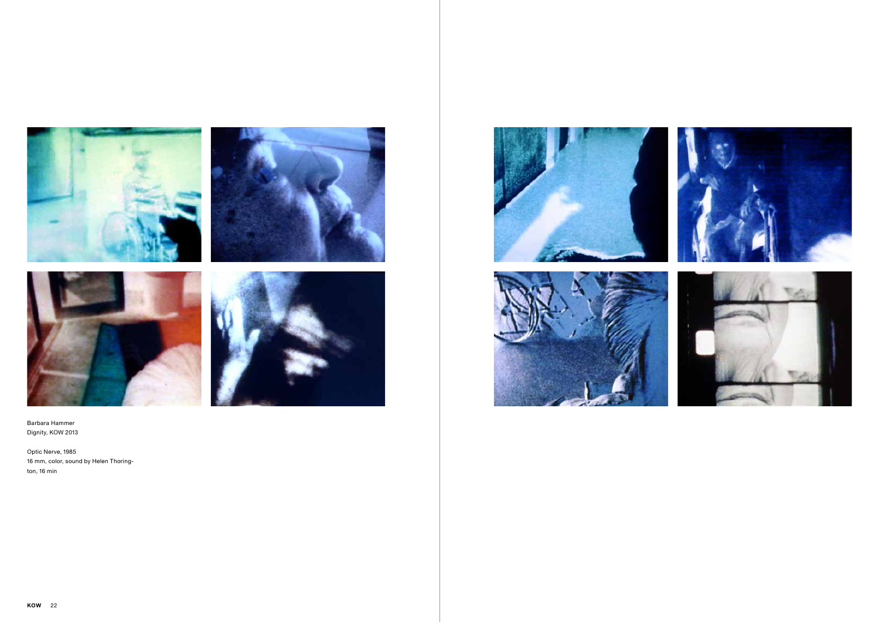Barbara Hammer
Dignity, KOW 2013

Optic Nerve, 1985
16 mm, color, sound by Helen Thorington, 16 min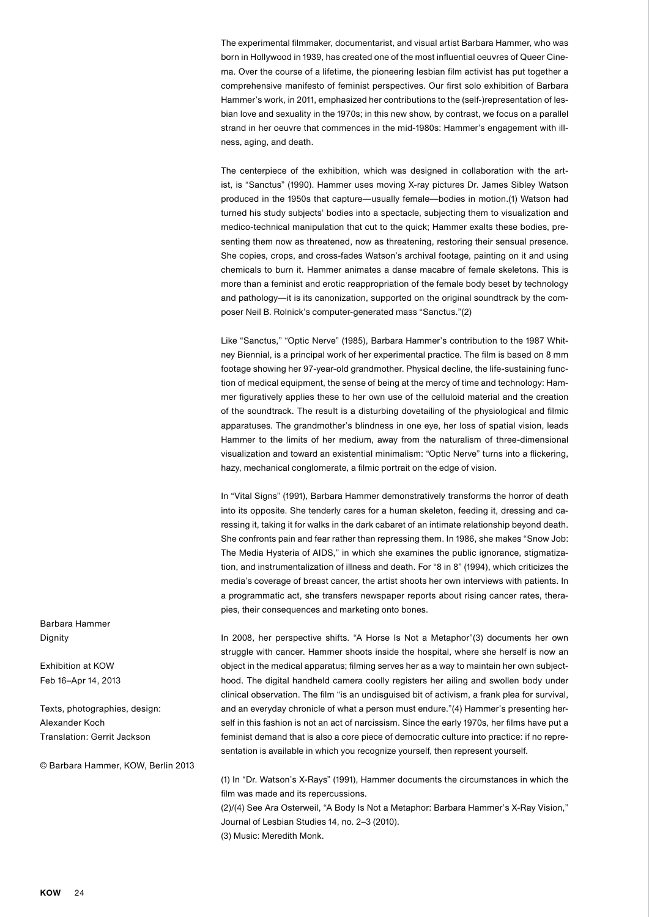The experimental filmmaker, documentarist, and visual artist Barbara Hammer, who was born in Hollywood in 1939, has created one of the most influential oeuvres of Queer Cinema. Over the course of a lifetime, the pioneering lesbian film activist has put together a comprehensive manifesto of feminist perspectives. Our first solo exhibition of Barbara Hammer's work, in 2011, emphasized her contributions to the (self-)representation of lesbian love and sexuality in the 1970s; in this new show, by contrast, we focus on a parallel strand in her oeuvre that commences in the mid-1980s: Hammer's engagement with illness, aging, and death.

The centerpiece of the exhibition, which was designed in collaboration with the artist, is "Sanctus" (1990). Hammer uses moving X-ray pictures Dr. James Sibley Watson produced in the 1950s that capture—usually female—bodies in motion.(1) Watson had turned his study subjects' bodies into a spectacle, subjecting them to visualization and medico-technical manipulation that cut to the quick; Hammer exalts these bodies, presenting them now as threatened, now as threatening, restoring their sensual presence. She copies, crops, and cross-fades Watson's archival footage, painting on it and using chemicals to burn it. Hammer animates a danse macabre of female skeletons. This is more than a feminist and erotic reappropriation of the female body beset by technology and pathology—it is its canonization, supported on the original soundtrack by the composer Neil B. Rolnick's computer-generated mass "Sanctus."(2)

Like "Sanctus," "Optic Nerve" (1985), Barbara Hammer's contribution to the 1987 Whitney Biennial, is a principal work of her experimental practice. The film is based on 8 mm footage showing her 97-year-old grandmother. Physical decline, the life-sustaining function of medical equipment, the sense of being at the mercy of time and technology: Hammer figuratively applies these to her own use of the celluloid material and the creation of the soundtrack. The result is a disturbing dovetailing of the physiological and filmic apparatuses. The grandmother's blindness in one eye, her loss of spatial vision, leads Hammer to the limits of her medium, away from the naturalism of three-dimensional visualization and toward an existential minimalism: "Optic Nerve" turns into a flickering, hazy, mechanical conglomerate, a filmic portrait on the edge of vision.

In "Vital Signs" (1991), Barbara Hammer demonstratively transforms the horror of death into its opposite. She tenderly cares for a human skeleton, feeding it, dressing and caressing it, taking it for walks in the dark cabaret of an intimate relationship beyond death. She confronts pain and fear rather than repressing them. In 1986, she makes "Snow Job: The Media Hysteria of AIDS," in which she examines the public ignorance, stigmatization, and instrumentalization of illness and death. For "8 in 8" (1994), which criticizes the media's coverage of breast cancer, the artist shoots her own interviews with patients. In a programmatic act, she transfers newspaper reports about rising cancer rates, therapies, their consequences and marketing onto bones.

In 2008, her perspective shifts. "A Horse Is Not a Metaphor"(3) documents her own struggle with cancer. Hammer shoots inside the hospital, where she herself is now an object in the medical apparatus; filming serves her as a way to maintain her own subjecthood. The digital handheld camera coolly registers her ailing and swollen body under clinical observation. The film "is an undisguised bit of activism, a frank plea for survival, and an everyday chronicle of what a person must endure."(4) Hammer's presenting herself in this fashion is not an act of narcissism. Since the early 1970s, her films have put a feminist demand that is also a core piece of democratic culture into practice: if no representation is available in which you recognize yourself, then represent yourself.

(1) In "Dr. Watson's X-Rays" (1991), Hammer documents the circumstances in which the film was made and its repercussions.
(2)/(4) See Ara Osterweil, "A Body Is Not a Metaphor: Barbara Hammer's X-Ray Vision," Journal of Lesbian Studies 14, no. 2–3 (2010).
(3) Music: Meredith Monk.

Barbara Hammer
Dignity

Exhibition at KOW
Feb 16–Apr 14, 2013

Texts, photographies, design:
Alexander Koch
Translation: Gerrit Jackson

© Barbara Hammer, KOW, Berlin 2013